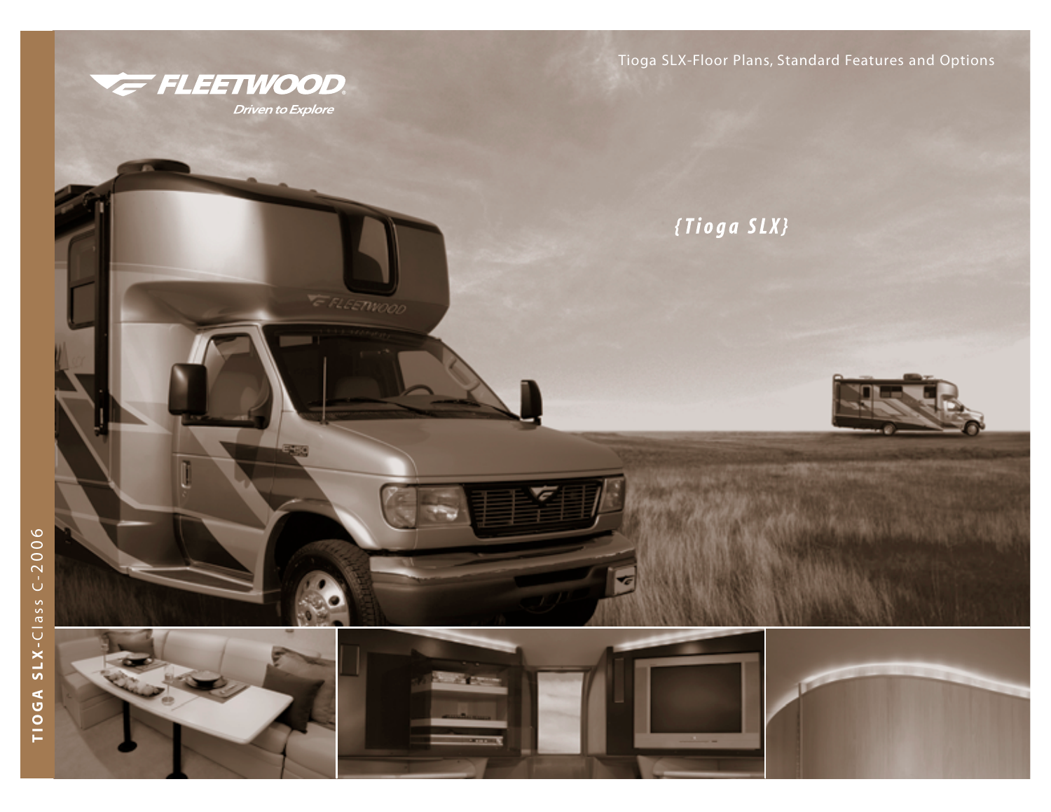Tioga SLX-Floor Plans, Standard Features and Options

FLEETWOOD

*Driven to Explore*

# {Tioga SLX}

**TIOGA SLX**-Class C-2006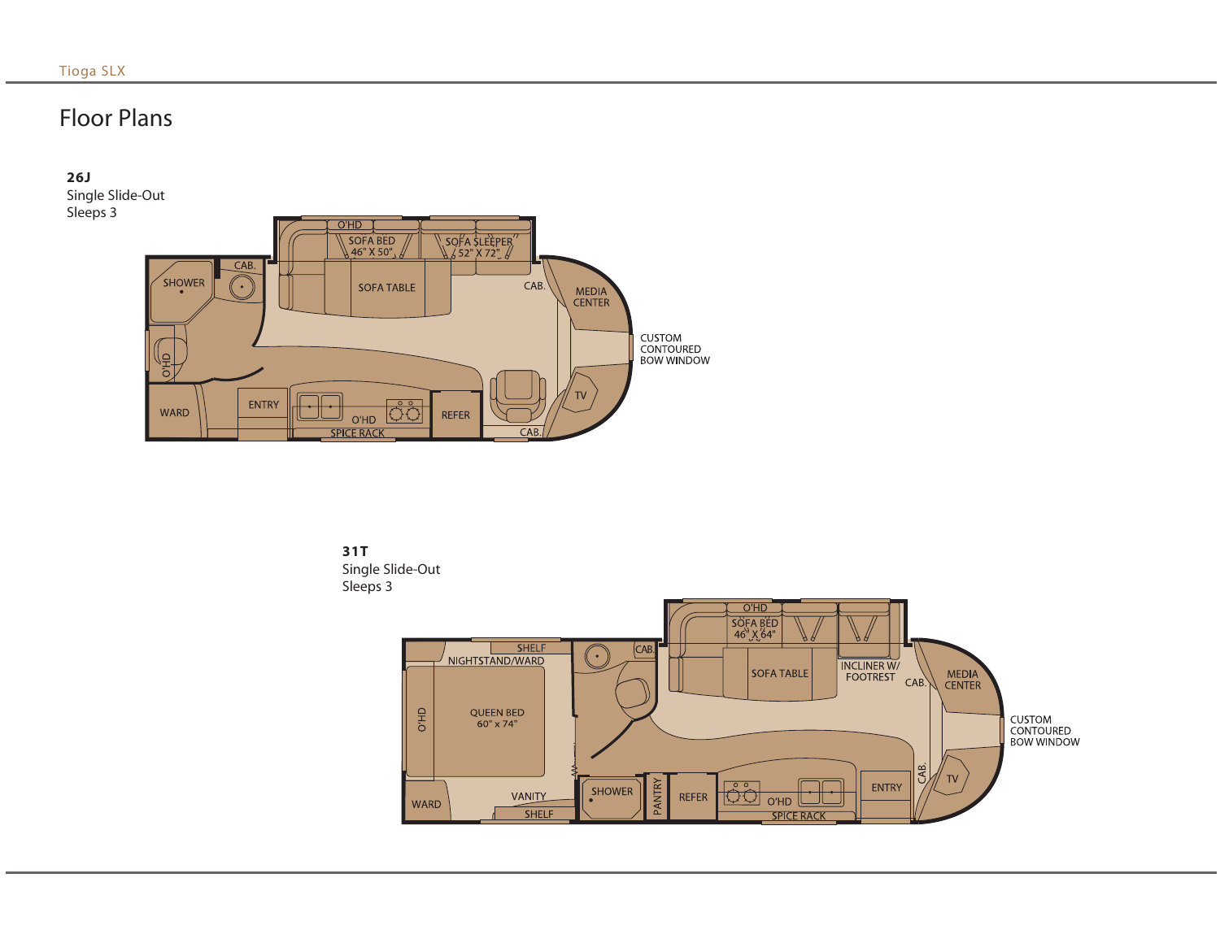# Floor Plans

**26J**
Single Slide-Out
Sleeps 3

SHOWER, CAB., O'HD, SOFA BED 46" X 50", SOFA SLEEPER 52" X 72", SOFA TABLE, CAB., MEDIA CENTER, CUSTOM CONTOURED BOW WINDOW, O'HD, WARD, ENTRY, O'HD, SPICE RACK, REFER, TV, CAB.

**31T**
Single Slide-Out
Sleeps 3

SHELF, NIGHTSTAND/WARD, CAB., O'HD, SOFA BED 46" X 64", SOFA TABLE, INCLINER W/ FOOTREST, CAB., MEDIA CENTER, CUSTOM CONTOURED BOW WINDOW, O'HD, QUEEN BED 60" x 74", VANITY, SHELF, WARD, SHOWER, PANTRY, REFER, O'HD, SPICE RACK, ENTRY, CAB., TV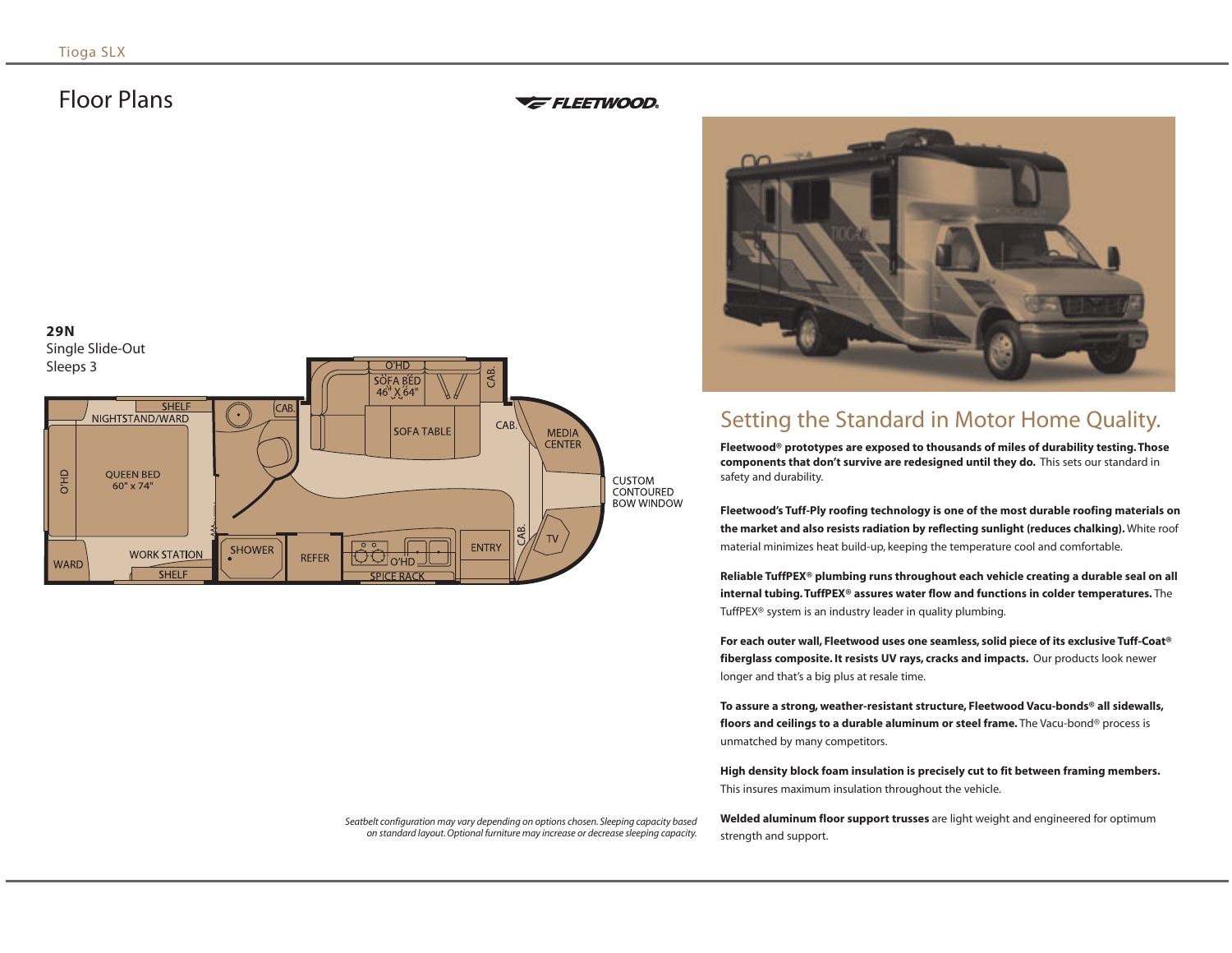# Floor Plans

**29N**
Single Slide-Out
Sleeps 3

O'HD
SOFA BED 46" X 64"
CAB.
SHELF
NIGHTSTAND/WARD
CAB.
SOFA TABLE
CAB.
MEDIA CENTER
O'HD
QUEEN BED 60" x 74"
CUSTOM CONTOURED BOW WINDOW
CAB.
TV
WARD
WORK STATION
SHELF
SHOWER
REFER
O'HD
SPICE RACK
ENTRY

*Seatbelt configuration may vary depending on options chosen. Sleeping capacity based on standard layout. Optional furniture may increase or decrease sleeping capacity.*

## Setting the Standard in Motor Home Quality.

**Fleetwood® prototypes are exposed to thousands of miles of durability testing. Those components that don't survive are redesigned until they do.** This sets our standard in safety and durability.

**Fleetwood's Tuff-Ply roofing technology is one of the most durable roofing materials on the market and also resists radiation by reflecting sunlight (reduces chalking).** White roof material minimizes heat build-up, keeping the temperature cool and comfortable.

**Reliable TuffPEX® plumbing runs throughout each vehicle creating a durable seal on all internal tubing. TuffPEX® assures water flow and functions in colder temperatures.** The TuffPEX® system is an industry leader in quality plumbing.

**For each outer wall, Fleetwood uses one seamless, solid piece of its exclusive Tuff-Coat® fiberglass composite. It resists UV rays, cracks and impacts.** Our products look newer longer and that's a big plus at resale time.

**To assure a strong, weather-resistant structure, Fleetwood Vacu-bonds® all sidewalls, floors and ceilings to a durable aluminum or steel frame.** The Vacu-bond® process is unmatched by many competitors.

**High density block foam insulation is precisely cut to fit between framing members.** This insures maximum insulation throughout the vehicle.

**Welded aluminum floor support trusses** are light weight and engineered for optimum strength and support.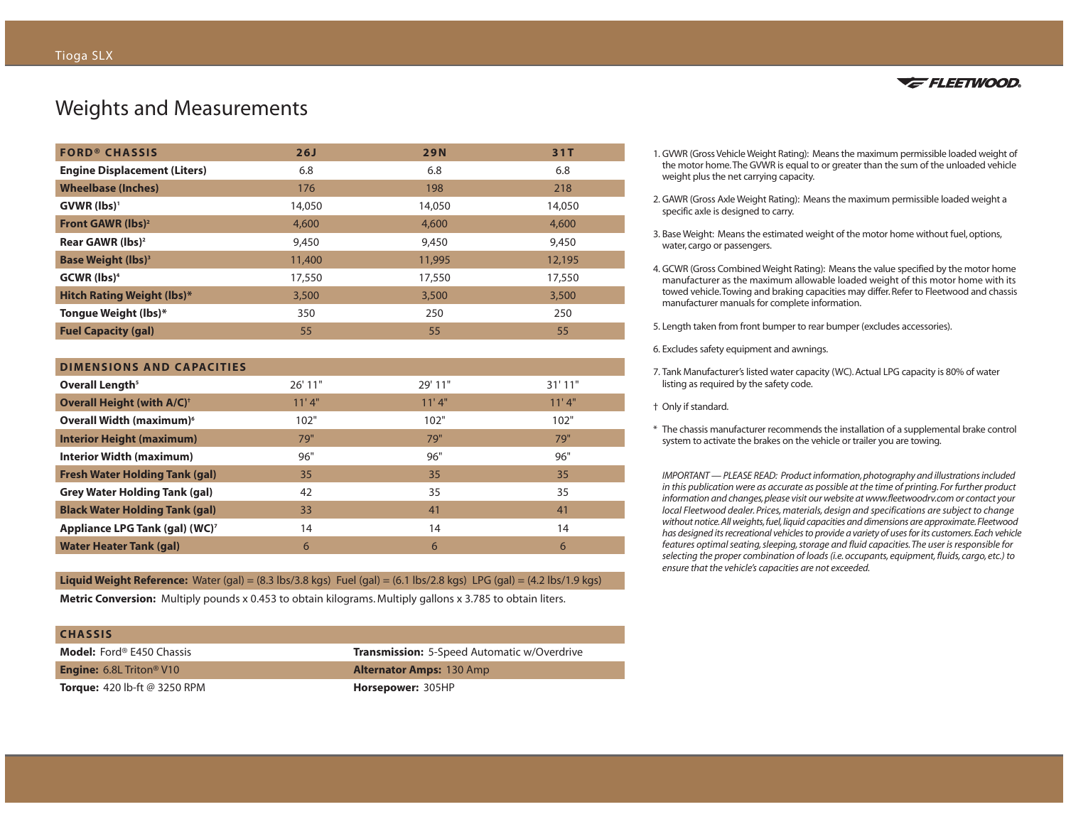# Weights and Measurements

| FORD® CHASSIS | 26J | 29N | 31T |
|---|---|---|---|
| Engine Displacement (Liters) | 6.8 | 6.8 | 6.8 |
| Wheelbase (Inches) | 176 | 198 | 218 |
| GVWR (lbs)[1] | 14,050 | 14,050 | 14,050 |
| Front GAWR (lbs)[2] | 4,600 | 4,600 | 4,600 |
| Rear GAWR (lbs)[2] | 9,450 | 9,450 | 9,450 |
| Base Weight (lbs)[3] | 11,400 | 11,995 | 12,195 |
| GCWR (lbs)[4] | 17,550 | 17,550 | 17,550 |
| Hitch Rating Weight (lbs)* | 3,500 | 3,500 | 3,500 |
| Tongue Weight (lbs)* | 350 | 250 | 250 |
| Fuel Capacity (gal) | 55 | 55 | 55 |

| DIMENSIONS AND CAPACITIES | | | |
|---|---|---|---|
| Overall Length[5] | 26' 11" | 29' 11" | 31' 11" |
| Overall Height (with A/C)† | 11' 4" | 11' 4" | 11' 4" |
| Overall Width (maximum)[6] | 102" | 102" | 102" |
| Interior Height (maximum) | 79" | 79" | 79" |
| Interior Width (maximum) | 96" | 96" | 96" |
| Fresh Water Holding Tank (gal) | 35 | 35 | 35 |
| Grey Water Holding Tank (gal) | 42 | 35 | 35 |
| Black Water Holding Tank (gal) | 33 | 41 | 41 |
| Appliance LPG Tank (gal) (WC)[7] | 14 | 14 | 14 |
| Water Heater Tank (gal) | 6 | 6 | 6 |

**Liquid Weight Reference:** Water (gal) = (8.3 lbs/3.8 kgs) Fuel (gal) = (6.1 lbs/2.8 kgs) LPG (gal) = (4.2 lbs/1.9 kgs)

**Metric Conversion:** Multiply pounds x 0.453 to obtain kilograms. Multiply gallons x 3.785 to obtain liters.

| CHASSIS | |
|---|---|
| **Model:** Ford® E450 Chassis | **Transmission:** 5-Speed Automatic w/Overdrive |
| **Engine:** 6.8L Triton® V10 | **Alternator Amps:** 130 Amp |
| **Torque:** 420 lb-ft @ 3250 RPM | **Horsepower:** 305HP |

1. GVWR (Gross Vehicle Weight Rating): Means the maximum permissible loaded weight of the motor home. The GVWR is equal to or greater than the sum of the unloaded vehicle weight plus the net carrying capacity.

2. GAWR (Gross Axle Weight Rating): Means the maximum permissible loaded weight a specific axle is designed to carry.

3. Base Weight: Means the estimated weight of the motor home without fuel, options, water, cargo or passengers.

4. GCWR (Gross Combined Weight Rating): Means the value specified by the motor home manufacturer as the maximum allowable loaded weight of this motor home with its towed vehicle. Towing and braking capacities may differ. Refer to Fleetwood and chassis manufacturer manuals for complete information.

5. Length taken from front bumper to rear bumper (excludes accessories).

6. Excludes safety equipment and awnings.

7. Tank Manufacturer's listed water capacity (WC). Actual LPG capacity is 80% of water listing as required by the safety code.

† Only if standard.

\* The chassis manufacturer recommends the installation of a supplemental brake control system to activate the brakes on the vehicle or trailer you are towing.

*IMPORTANT — PLEASE READ: Product information, photography and illustrations included in this publication were as accurate as possible at the time of printing. For further product information and changes, please visit our website at www.fleetwoodrv.com or contact your local Fleetwood dealer. Prices, materials, design and specifications are subject to change without notice. All weights, fuel, liquid capacities and dimensions are approximate. Fleetwood has designed its recreational vehicles to provide a variety of uses for its customers. Each vehicle features optimal seating, sleeping, storage and fluid capacities. The user is responsible for selecting the proper combination of loads (i.e. occupants, equipment, fluids, cargo, etc.) to ensure that the vehicle's capacities are not exceeded.*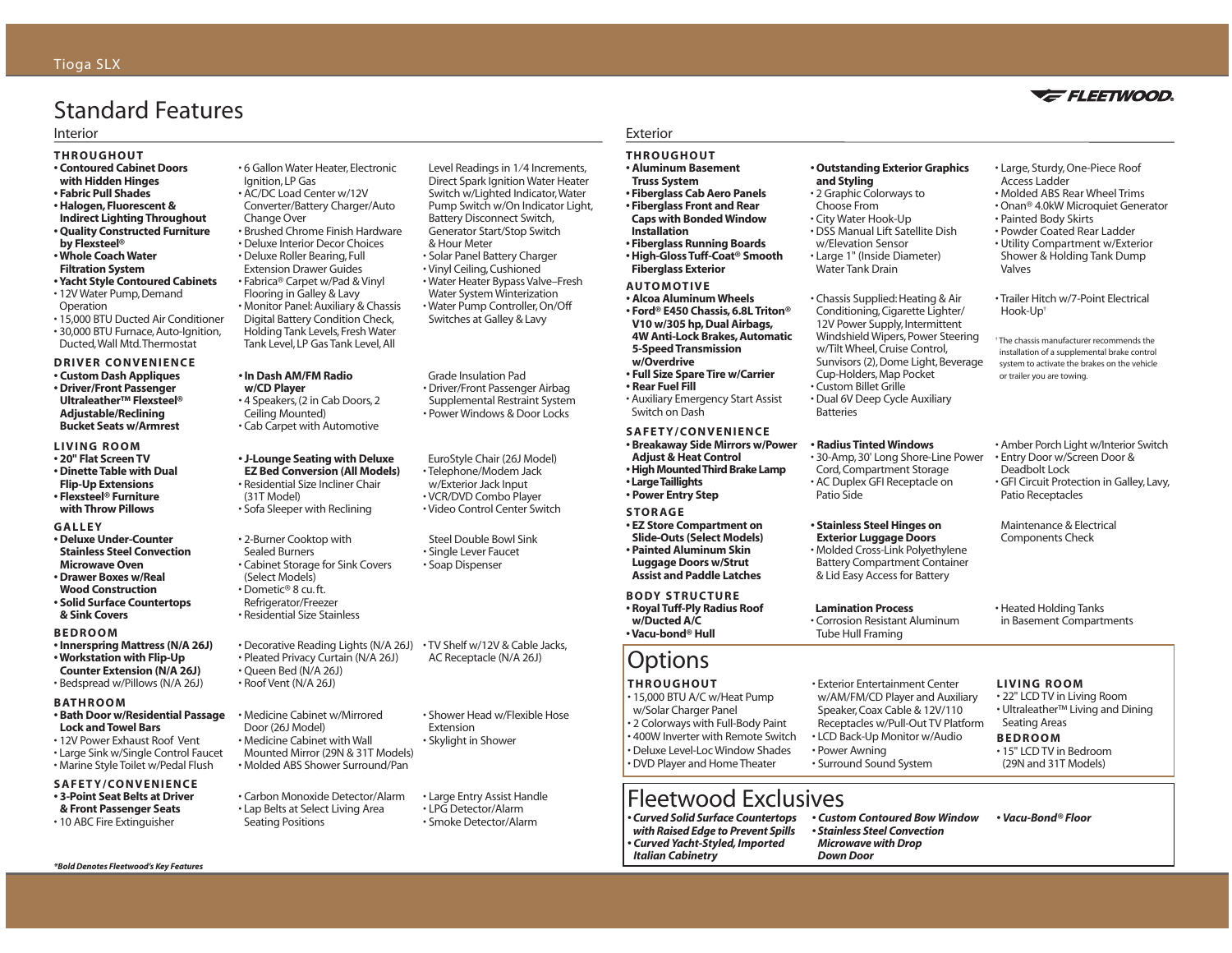# Standard Features

## Interior

### THROUGHOUT

- **Contoured Cabinet Doors with Hidden Hinges**
- **Fabric Pull Shades**
- **Halogen, Fluorescent & Indirect Lighting Throughout**
- **Quality Constructed Furniture by Flexsteel®**
- **Whole Coach Water Filtration System**
- **Yacht Style Contoured Cabinets**
- 12V Water Pump, Demand Operation
- 15,000 BTU Ducted Air Conditioner
- 30,000 BTU Furnace, Auto-Ignition, Ducted, Wall Mtd. Thermostat
- 6 Gallon Water Heater, Electronic Ignition, LP Gas
- AC/DC Load Center w/12V Converter/Battery Charger/Auto Change Over
- Brushed Chrome Finish Hardware
- Deluxe Interior Decor Choices
- Deluxe Roller Bearing, Full Extension Drawer Guides
- Fabrica® Carpet w/Pad & Vinyl Flooring in Galley & Lavy
- Monitor Panel: Auxiliary & Chassis Digital Battery Condition Check, Holding Tank Levels, Fresh Water Tank Level, LP Gas Tank Level, All Level Readings in 1/4 Increments, Direct Spark Ignition Water Heater Switch w/Lighted Indicator, Water Pump Switch w/On Indicator Light, Battery Disconnect Switch, Generator Start/Stop Switch & Hour Meter
- Solar Panel Battery Charger
- Vinyl Ceiling, Cushioned
- Water Heater Bypass Valve–Fresh Water System Winterization
- Water Pump Controller, On/Off Switches at Galley & Lavy

### DRIVER CONVENIENCE

- **Custom Dash Appliques**
- **Driver/Front Passenger Ultraleather™ Flexsteel® Adjustable/Reclining Bucket Seats w/Armrest**
- **In Dash AM/FM Radio w/CD Player**
- 4 Speakers, (2 in Cab Doors, 2 Ceiling Mounted)
- Cab Carpet with Automotive Grade Insulation Pad
- Driver/Front Passenger Airbag Supplemental Restraint System
- Power Windows & Door Locks

### LIVING ROOM

- **20" Flat Screen TV**
- **Dinette Table with Dual Flip-Up Extensions**
- **Flexsteel® Furniture with Throw Pillows**
- **J-Lounge Seating with Deluxe EZ Bed Conversion (All Models)**
- Residential Size Incliner Chair (31T Model)
- Sofa Sleeper with Reclining EuroStyle Chair (26J Model)
- Telephone/Modem Jack w/Exterior Jack Input
- VCR/DVD Combo Player
- Video Control Center Switch

### GALLEY

- **Deluxe Under-Counter Stainless Steel Convection Microwave Oven**
- **Drawer Boxes w/Real Wood Construction**
- **Solid Surface Countertops & Sink Covers**
- 2-Burner Cooktop with Sealed Burners
- Cabinet Storage for Sink Covers (Select Models)
- Dometic® 8 cu. ft. Refrigerator/Freezer
- Residential Size Stainless Steel Double Bowl Sink
- Single Lever Faucet
- Soap Dispenser

### BEDROOM

- **Innerspring Mattress (N/A 26J)**
- **Workstation with Flip-Up Counter Extension (N/A 26J)**
- Bedspread w/Pillows (N/A 26J)
- Decorative Reading Lights (N/A 26J)
- Pleated Privacy Curtain (N/A 26J)
- Queen Bed (N/A 26J)
- Roof Vent (N/A 26J)
- TV Shelf w/12V & Cable Jacks, AC Receptacle (N/A 26J)

### BATHROOM

- **Bath Door w/Residential Passage Lock and Towel Bars**
- 12V Power Exhaust Roof Vent
- Large Sink w/Single Control Faucet
- Marine Style Toilet w/Pedal Flush
- Medicine Cabinet w/Mirrored Door (26J Model)
- Medicine Cabinet with Wall Mounted Mirror (29N & 31T Models)
- Molded ABS Shower Surround/Pan
- Shower Head w/Flexible Hose Extension
- Skylight in Shower

### SAFETY/CONVENIENCE

- **3-Point Seat Belts at Driver & Front Passenger Seats**
- 10 ABC Fire Extinguisher
- Carbon Monoxide Detector/Alarm
- Lap Belts at Select Living Area Seating Positions
- Large Entry Assist Handle
- LPG Detector/Alarm
- Smoke Detector/Alarm

***Bold Denotes Fleetwood's Key Features***

## Exterior

### THROUGHOUT

- **Aluminum Basement Truss System**
- **Fiberglass Cab Aero Panels**
- **Fiberglass Front and Rear Caps with Bonded Window Installation**
- **Fiberglass Running Boards**
- **High-Gloss Tuff-Coat® Smooth Fiberglass Exterior**
- **Outstanding Exterior Graphics and Styling**
- 2 Graphic Colorways to Choose From
- City Water Hook-Up
- DSS Manual Lift Satellite Dish w/Elevation Sensor
- Large 1" (Inside Diameter) Water Tank Drain
- Large, Sturdy, One-Piece Roof Access Ladder
- Molded ABS Rear Wheel Trims
- Onan® 4.0kW Microquiet Generator
- Painted Body Skirts
- Powder Coated Rear Ladder
- Utility Compartment w/Exterior Shower & Holding Tank Dump Valves

### AUTOMOTIVE

- **Alcoa Aluminum Wheels**
- **Ford® E450 Chassis, 6.8L Triton® V10 w/305 hp, Dual Airbags, 4W Anti-Lock Brakes, Automatic 5-Speed Transmission w/Overdrive**
- **Full Size Spare Tire w/Carrier**
- **Rear Fuel Fill**
- Auxiliary Emergency Start Assist Switch on Dash
- Chassis Supplied: Heating & Air Conditioning, Cigarette Lighter/12V Power Supply, Intermittent Windshield Wipers, Power Steering w/Tilt Wheel, Cruise Control, Sunvisors (2), Dome Light, Beverage Cup-Holders, Map Pocket
- Custom Billet Grille
- Dual 6V Deep Cycle Auxiliary Batteries
- Trailer Hitch w/7-Point Electrical Hook-Up†

† The chassis manufacturer recommends the installation of a supplemental brake control system to activate the brakes on the vehicle or trailer you are towing.

### SAFETY/CONVENIENCE

- **Breakaway Side Mirrors w/Power Adjust & Heat Control**
- **High Mounted Third Brake Lamp**
- **Large Taillights**
- **Power Entry Step**
- **Radius Tinted Windows**
- 30-Amp, 30' Long Shore-Line Power Cord, Compartment Storage
- AC Duplex GFI Receptacle on Patio Side
- Amber Porch Light w/Interior Switch
- Entry Door w/Screen Door & Deadbolt Lock
- GFI Circuit Protection in Galley, Lavy, Patio Receptacles

### STORAGE

- **EZ Store Compartment on Slide-Outs (Select Models)**
- **Painted Aluminum Skin Luggage Doors w/Strut Assist and Paddle Latches**
- **Stainless Steel Hinges on Exterior Luggage Doors**
- Molded Cross-Link Polyethylene Battery Compartment Container & Lid Easy Access for Battery Maintenance & Electrical Components Check

### BODY STRUCTURE

- **Royal Tuff-Ply Radius Roof w/Ducted A/C Lamination Process**
- **Vacu-bond® Hull**
- Corrosion Resistant Aluminum Tube Hull Framing
- Heated Holding Tanks in Basement Compartments

# Options

### THROUGHOUT

- 15,000 BTU A/C w/Heat Pump w/Solar Charger Panel
- 2 Colorways with Full-Body Paint
- 400W Inverter with Remote Switch
- Deluxe Level-Loc Window Shades
- DVD Player and Home Theater
- Exterior Entertainment Center w/AM/FM/CD Player and Auxiliary Speaker, Coax Cable & 12V/110 Receptacles w/Pull-Out TV Platform
- LCD Back-Up Monitor w/Audio
- Power Awning
- Surround Sound System

### LIVING ROOM

- 22" LCD TV in Living Room
- Ultraleather™ Living and Dining Seating Areas

### BEDROOM

- 15" LCD TV in Bedroom (29N and 31T Models)

# Fleetwood Exclusives

- ***Curved Solid Surface Countertops with Raised Edge to Prevent Spills***
- ***Curved Yacht-Styled, Imported Italian Cabinetry***
- ***Custom Contoured Bow Window***
- ***Stainless Steel Convection Microwave with Drop Down Door***
- ***Vacu-Bond® Floor***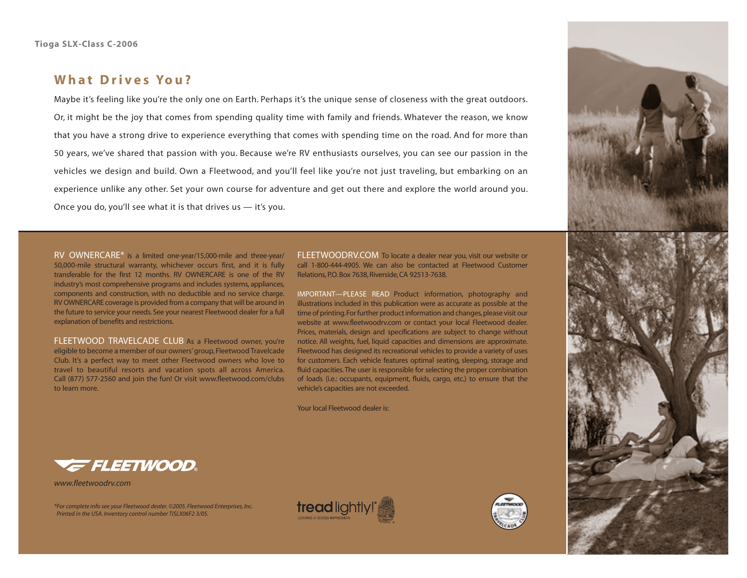Tioga SLX-Class C-2006

## What Drives You?

Maybe it's feeling like you're the only one on Earth. Perhaps it's the unique sense of closeness with the great outdoors. Or, it might be the joy that comes from spending quality time with family and friends. Whatever the reason, we know that you have a strong drive to experience everything that comes with spending time on the road. And for more than 50 years, we've shared that passion with you. Because we're RV enthusiasts ourselves, you can see our passion in the vehicles we design and build. Own a Fleetwood, and you'll feel like you're not just traveling, but embarking on an experience unlike any other. Set your own course for adventure and get out there and explore the world around you. Once you do, you'll see what it is that drives us — it's you.

RV OWNERCARE* is a limited one-year/15,000-mile and three-year/ 50,000-mile structural warranty, whichever occurs first, and it is fully transferable for the first 12 months. RV OWNERCARE is one of the RV industry's most comprehensive programs and includes systems, appliances, components and construction, with no deductible and no service charge. RV OWNERCARE coverage is provided from a company that will be around in the future to service your needs. See your nearest Fleetwood dealer for a full explanation of benefits and restrictions.

FLEETWOOD TRAVELCADE CLUB As a Fleetwood owner, you're eligible to become a member of our owners' group, Fleetwood Travelcade Club. It's a perfect way to meet other Fleetwood owners who love to travel to beautiful resorts and vacation spots all across America. Call (877) 577-2560 and join the fun! Or visit www.fleetwood.com/clubs to learn more.

FLEETWOODRV.COM To locate a dealer near you, visit our website or call 1-800-444-4905. We can also be contacted at Fleetwood Customer Relations, P.O. Box 7638, Riverside, CA 92513-7638.

IMPORTANT—PLEASE READ Product information, photography and illustrations included in this publication were as accurate as possible at the time of printing. For further product information and changes, please visit our website at www.fleetwoodrv.com or contact your local Fleetwood dealer. Prices, materials, design and specifications are subject to change without notice. All weights, fuel, liquid capacities and dimensions are approximate. Fleetwood has designed its recreational vehicles to provide a variety of uses for customers. Each vehicle features optimal seating, sleeping, storage and fluid capacities. The user is responsible for selecting the proper combination of loads (i.e.: occupants, equipment, fluids, cargo, etc.) to ensure that the vehicle's capacities are not exceeded.

Your local Fleetwood dealer is:

FLEETWOOD

*www.fleetwoodrv.com*

*\*For complete info see your Fleetwood dealer. ©2005. Fleetwood Enterprises, Inc. Printed in the USA. Inventory control number TISLX06F2 3/05.*

tread lightly! LEAVING A GOOD IMPRESSION

FLEETWOOD TRAVELCADE CLUB